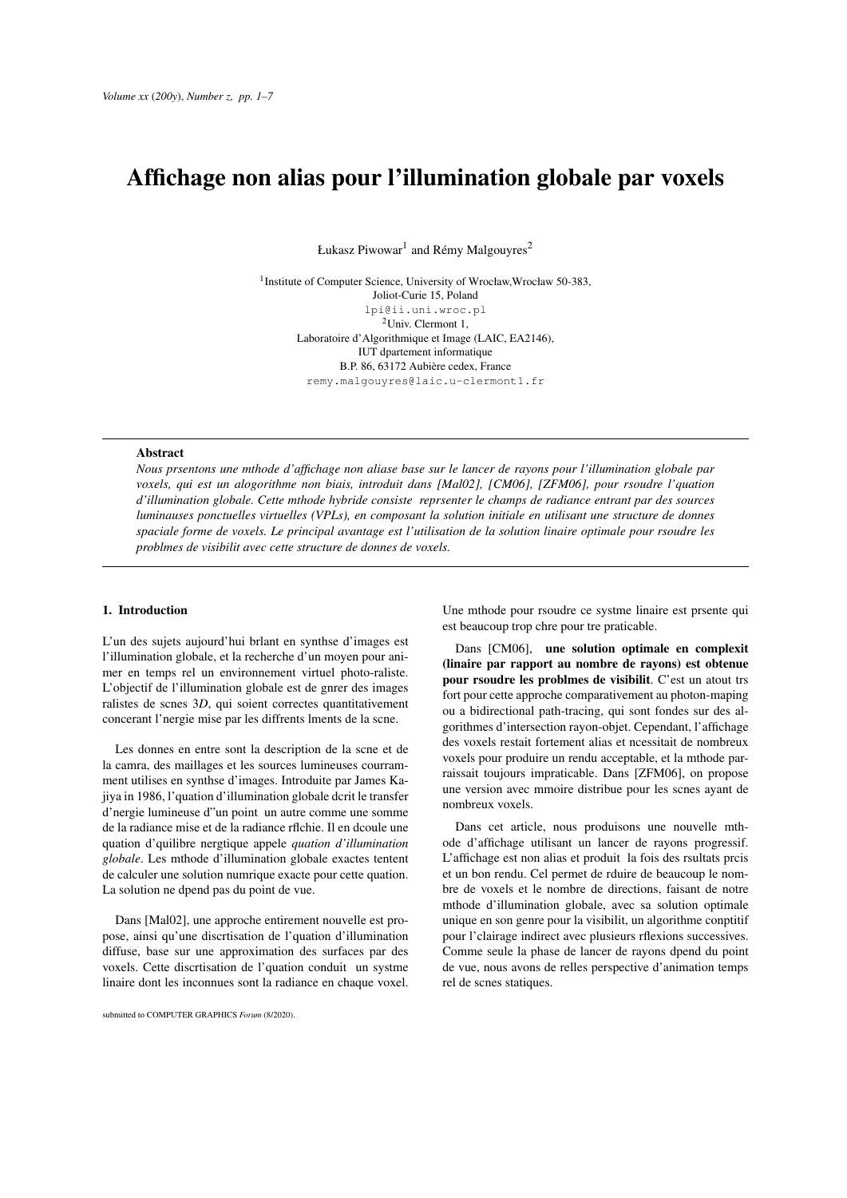# Affichage non alias pour l'illumination globale par voxels

Łukasz Piwowar[1] and Rémy Malgouyres[2]

[1]Institute of Computer Science, University of Wrocław,Wrocław 50-383,
Joliot-Curie 15, Poland
lpi@ii.uni.wroc.pl
[2]Univ. Clermont 1,
Laboratoire d'Algorithmique et Image (LAIC, EA2146),
IUT dpartement informatique
B.P. 86, 63172 Aubière cedex, France
remy.malgouyres@laic.u-clermont1.fr

---

**Abstract**

*Nous prsentons une mthode d'affichage non aliase base sur le lancer de rayons pour l'illumination globale par voxels, qui est un alogorithme non biais, introduit dans [Mal02], [CM06], [ZFM06], pour rsoudre l'quation d'illumination globale. Cette mthode hybride consiste reprsenter le champs de radiance entrant par des sources luminauses ponctuelles virtuelles (VPLs), en composant la solution initiale en utilisant une structure de donnes spaciale forme de voxels. Le principal avantage est l'utilisation de la solution linaire optimale pour rsoudre les problmes de visibilit avec cette structure de donnes de voxels.*

---

## 1. Introduction

L'un des sujets aujourd'hui brlant en synthse d'images est l'illumination globale, et la recherche d'un moyen pour animer en temps rel un environnement virtuel photo-raliste. L'objectif de l'illumination globale est de gnrer des images ralistes de scnes 3$D$, qui soient correctes quantitativement concerant l'nergie mise par les diffrents lments de la scne.

Les donnes en entre sont la description de la scne et de la camra, des maillages et les sources lumineuses courramment utilises en synthse d'images. Introduite par James Kajiya in 1986, l'quation d'illumination globale dcrit le transfer d'nergie lumineuse d"un point un autre comme une somme de la radiance mise et de la radiance rflchie. Il en dcoule une quation d'quilibre nergtique appele *quation d'illumination globale*. Les mthode d'illumination globale exactes tentent de calculer une solution numrique exacte pour cette quation. La solution ne dpend pas du point de vue.

Dans [Mal02], une approche entirement nouvelle est propose, ainsi qu'une discrtisation de l'quation d'illumination diffuse, base sur une approximation des surfaces par des voxels. Cette discrtisation de l'quation conduit un systme linaire dont les inconnues sont la radiance en chaque voxel. Une mthode pour rsoudre ce systme linaire est prsente qui est beaucoup trop chre pour tre praticable.

Dans [CM06], **une solution optimale en complexit (linaire par rapport au nombre de rayons) est obtenue pour rsoudre les problmes de visibilit**. C'est un atout trs fort pour cette approche comparativement au photon-maping ou a bidirectional path-tracing, qui sont fondes sur des algorithmes d'intersection rayon-objet. Cependant, l'affichage des voxels restait fortement alias et ncessitait de nombreux voxels pour produire un rendu acceptable, et la mthode parraissait toujours impraticable. Dans [ZFM06], on propose une version avec mmoire distribue pour les scnes ayant de nombreux voxels.

Dans cet article, nous produisons une nouvelle mthode d'affichage utilisant un lancer de rayons progressif. L'affichage est non alias et produit la fois des rsultats prcis et un bon rendu. Cel permet de rduire de beaucoup le nombre de voxels et le nombre de directions, faisant de notre mthode d'illumination globale, avec sa solution optimale unique en son genre pour la visibilit, un algorithme conptitif pour l'clairage indirect avec plusieurs rflexions successives. Comme seule la phase de lancer de rayons dpend du point de vue, nous avons de relles perspective d'animation temps rel de scnes statiques.

submitted to COMPUTER GRAPHICS *Forum* (8/2020).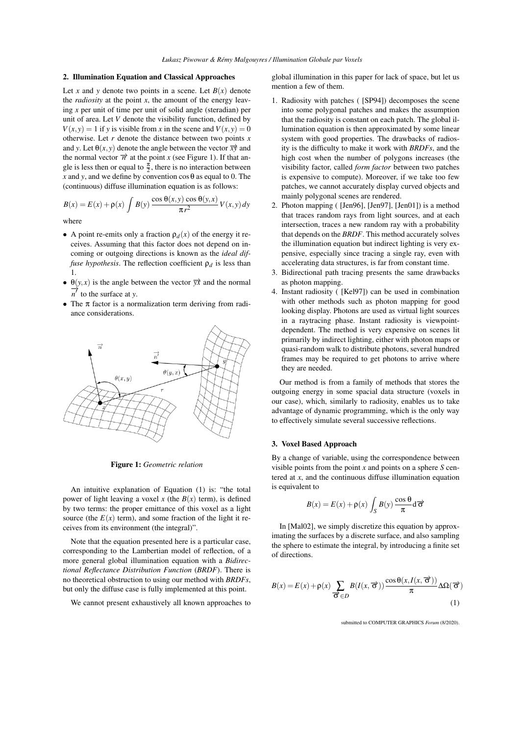## 2. Illumination Equation and Classical Approaches

Let $x$ and $y$ denote two points in a scene. Let $B(x)$ denote the *radiosity* at the point $x$, the amount of the energy leaving $x$ per unit of time per unit of solid angle (steradian) per unit of area. Let $V$ denote the visibility function, defined by $V(x,y) = 1$ if $y$ is visible from $x$ in the scene and $V(x,y) = 0$ otherwise. Let $r$ denote the distance between two points $x$ and $y$. Let $\theta(x,y)$ denote the angle between the vector $\overrightarrow{xy}$ and the normal vector $\overrightarrow{n}$ at the point $x$ (see Figure 1). If that angle is less then or equal to $\frac{\pi}{2}$, there is no interaction between $x$ and $y$, and we define by convention $\cos\theta$ as equal to 0. The (continuous) diffuse illumination equation is as follows:

$$B(x) = E(x) + \rho(x) \int B(y) \frac{\cos\theta(x,y)\,\cos\theta(y,x)}{\pi r^2} V(x,y)\, dy$$

where

- A point re-emits only a fraction $\rho_d(x)$ of the energy it receives. Assuming that this factor does not depend on incoming or outgoing directions is known as the *ideal diffuse hypothesis*. The reflection coefficient $\rho_d$ is less than 1.
- $\theta(y,x)$ is the angle between the vector $\overrightarrow{yx}$ and the normal $\overrightarrow{n'}$ to the surface at $y$.
- The $\pi$ factor is a normalization term deriving from radiance considerations.

**Figure 1:** *Geometric relation*

An intuitive explanation of Equation (1) is: "the total power of light leaving a voxel $x$ (the $B(x)$ term), is defined by two terms: the proper emittance of this voxel as a light source (the $E(x)$ term), and some fraction of the light it receives from its environment (the integral)".

Note that the equation presented here is a particular case, corresponding to the Lambertian model of reflection, of a more general global illumination equation with a *Bidirectional Reflectance Distribution Function* (*BRDF*). There is no theoretical obstruction to using our method with *BRDFs*, but only the diffuse case is fully implemented at this point.

We cannot present exhaustively all known approaches to global illumination in this paper for lack of space, but let us mention a few of them.

1. Radiosity with patches ( [SP94]) decomposes the scene into some polygonal patches and makes the assumption that the radiosity is constant on each patch. The global illumination equation is then approximated by some linear system with good properties. The drawbacks of radiosity is the difficulty to make it work with *BRDFs*, and the high cost when the number of polygons increases (the visibility factor, called *form factor* between two patches is expensive to compute). Moreover, if we take too few patches, we cannot accurately display curved objects and mainly polygonal scenes are rendered.
2. Photon mapping ( [Jen96], [Jen97], [Jen01]) is a method that traces random rays from light sources, and at each intersection, traces a new random ray with a probability that depends on the *BRDF*. This method accurately solves the illumination equation but indirect lighting is very expensive, especially since tracing a single ray, even with accelerating data structures, is far from constant time.
3. Bidirectional path tracing presents the same drawbacks as photon mapping.
4. Instant radiosity ( [Kel97]) can be used in combination with other methods such as photon mapping for good looking display. Photons are used as virtual light sources in a raytracing phase. Instant radiosity is viewpoint-dependent. The method is very expensive on scenes lit primarily by indirect lighting, either with photon maps or quasi-random walk to distribute photons, several hundred frames may be required to get photons to arrive where they are needed.

Our method is from a family of methods that stores the outgoing energy in some spacial data structure (voxels in our case), which, similarly to radiosity, enables us to take advantage of dynamic programming, which is the only way to effectively simulate several successive reflections.

## 3. Voxel Based Approach

By a change of variable, using the correspondence between visible points from the point $x$ and points on a sphere $S$ centered at $x$, and the continuous diffuse illumination equation is equivalent to

$$B(x) = E(x) + \rho(x) \int_S B(y) \frac{\cos\theta}{\pi} \mathrm{d}\overrightarrow{\sigma}$$

In [Mal02], we simply discretize this equation by approximating the surfaces by a discrete surface, and also sampling the sphere to estimate the integral, by introducing a finite set of directions.

$$B(x) = E(x) + \rho(x) \sum_{\overrightarrow{\sigma}\in D} B(I(x,\overrightarrow{\sigma})) \frac{\cos\theta(x, I(x,\overrightarrow{\sigma}))}{\pi} \Delta\Omega(\overrightarrow{\sigma}) \tag{1}$$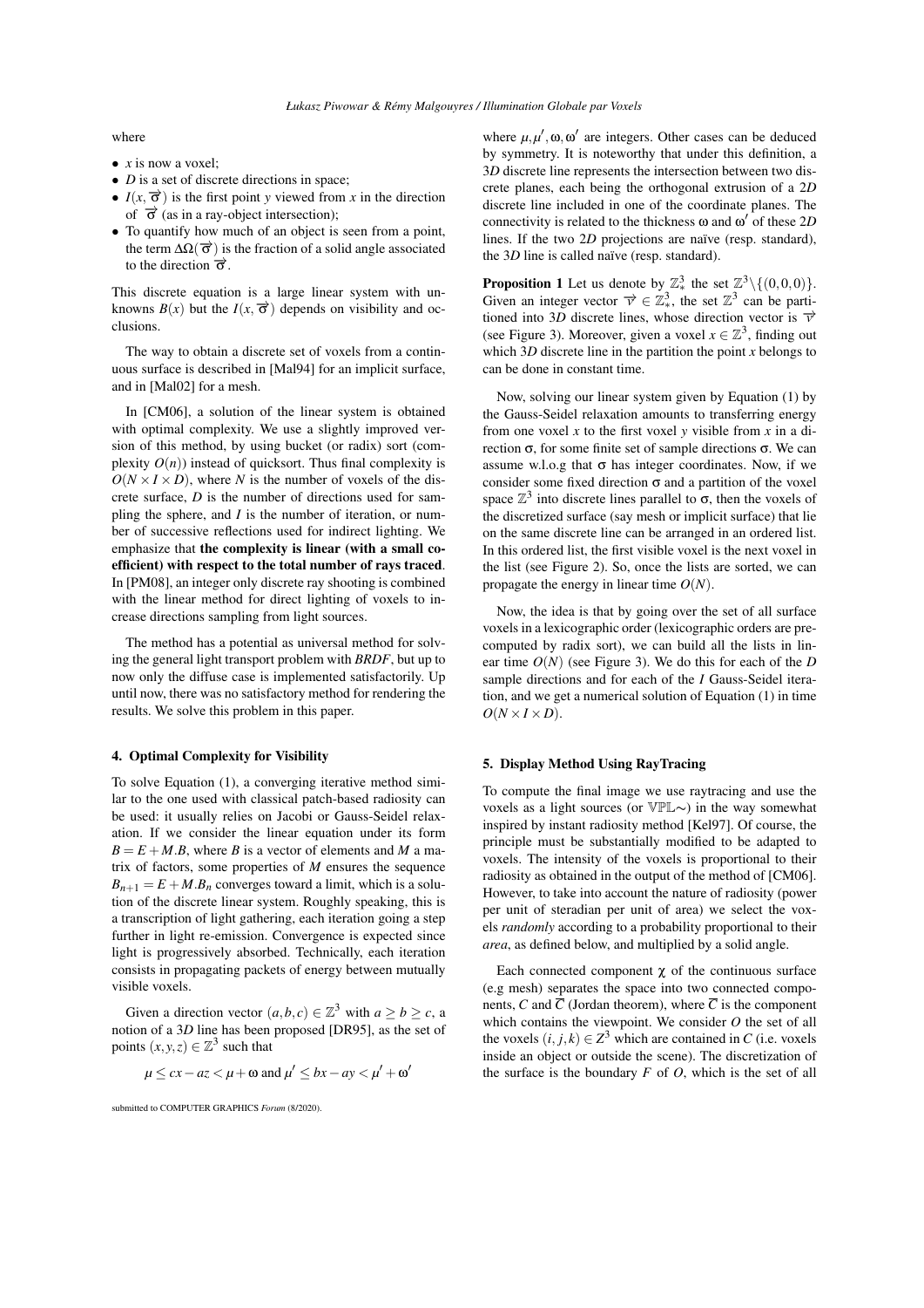where

- $x$ is now a voxel;
- $D$ is a set of discrete directions in space;
- $I(x, \overrightarrow{\sigma})$ is the first point $y$ viewed from $x$ in the direction of $\overrightarrow{\sigma}$ (as in a ray-object intersection);
- To quantify how much of an object is seen from a point, the term $\Delta\Omega(\overrightarrow{\sigma})$ is the fraction of a solid angle associated to the direction $\overrightarrow{\sigma}$.

This discrete equation is a large linear system with unknowns $B(x)$ but the $I(x, \overrightarrow{\sigma})$ depends on visibility and occlusions.

The way to obtain a discrete set of voxels from a continuous surface is described in [Mal94] for an implicit surface, and in [Mal02] for a mesh.

In [CM06], a solution of the linear system is obtained with optimal complexity. We use a slightly improved version of this method, by using bucket (or radix) sort (complexity $O(n)$) instead of quicksort. Thus final complexity is $O(N \times I \times D)$, where $N$ is the number of voxels of the discrete surface, $D$ is the number of directions used for sampling the sphere, and $I$ is the number of iteration, or number of successive reflections used for indirect lighting. We emphasize that **the complexity is linear (with a small coefficient) with respect to the total number of rays traced**. In [PM08], an integer only discrete ray shooting is combined with the linear method for direct lighting of voxels to increase directions sampling from light sources.

The method has a potential as universal method for solving the general light transport problem with *BRDF*, but up to now only the diffuse case is implemented satisfactorily. Up until now, there was no satisfactory method for rendering the results. We solve this problem in this paper.

## 4. Optimal Complexity for Visibility

To solve Equation (1), a converging iterative method similar to the one used with classical patch-based radiosity can be used: it usually relies on Jacobi or Gauss-Seidel relaxation. If we consider the linear equation under its form $B = E + M.B$, where $B$ is a vector of elements and $M$ a matrix of factors, some properties of $M$ ensures the sequence $B_{n+1} = E + M.B_n$ converges toward a limit, which is a solution of the discrete linear system. Roughly speaking, this is a transcription of light gathering, each iteration going a step further in light re-emission. Convergence is expected since light is progressively absorbed. Technically, each iteration consists in propagating packets of energy between mutually visible voxels.

Given a direction vector $(a,b,c) \in \mathbb{Z}^3$ with $a \geq b \geq c$, a notion of a $3D$ line has been proposed [DR95], as the set of points $(x,y,z) \in \mathbb{Z}^3$ such that

$$\mu \leq cx - az < \mu + \omega \text{ and } \mu' \leq bx - ay < \mu' + \omega'$$

where $\mu, \mu', \omega, \omega'$ are integers. Other cases can be deduced by symmetry. It is noteworthy that under this definition, a $3D$ discrete line represents the intersection between two discrete planes, each being the orthogonal extrusion of a $2D$ discrete line included in one of the coordinate planes. The connectivity is related to the thickness $\omega$ and $\omega'$ of these $2D$ lines. If the two $2D$ projections are naïve (resp. standard), the $3D$ line is called naïve (resp. standard).

**Proposition 1** Let us denote by $\mathbb{Z}^3_*$ the set $\mathbb{Z}^3 \setminus \{(0,0,0)\}$. Given an integer vector $\overrightarrow{v} \in \mathbb{Z}^3_*$, the set $\mathbb{Z}^3$ can be partitioned into $3D$ discrete lines, whose direction vector is $\overrightarrow{v}$ (see Figure 3). Moreover, given a voxel $x \in \mathbb{Z}^3$, finding out which $3D$ discrete line in the partition the point $x$ belongs to can be done in constant time.

Now, solving our linear system given by Equation (1) by the Gauss-Seidel relaxation amounts to transferring energy from one voxel $x$ to the first voxel $y$ visible from $x$ in a direction $\sigma$, for some finite set of sample directions $\sigma$. We can assume w.l.o.g that $\sigma$ has integer coordinates. Now, if we consider some fixed direction $\sigma$ and a partition of the voxel space $\mathbb{Z}^3$ into discrete lines parallel to $\sigma$, then the voxels of the discretized surface (say mesh or implicit surface) that lie on the same discrete line can be arranged in an ordered list. In this ordered list, the first visible voxel is the next voxel in the list (see Figure 2). So, once the lists are sorted, we can propagate the energy in linear time $O(N)$.

Now, the idea is that by going over the set of all surface voxels in a lexicographic order (lexicographic orders are precomputed by radix sort), we can build all the lists in linear time $O(N)$ (see Figure 3). We do this for each of the $D$ sample directions and for each of the $I$ Gauss-Seidel iteration, and we get a numerical solution of Equation (1) in time $O(N \times I \times D)$.

## 5. Display Method Using RayTracing

To compute the final image we use raytracing and use the voxels as a light sources (or $\mathbb{VPL}\sim$) in the way somewhat inspired by instant radiosity method [Kel97]. Of course, the principle must be substantially modified to be adapted to voxels. The intensity of the voxels is proportional to their radiosity as obtained in the output of the method of [CM06]. However, to take into account the nature of radiosity (power per unit of steradian per unit of area) we select the voxels *randomly* according to a probability proportional to their *area*, as defined below, and multiplied by a solid angle.

Each connected component $\chi$ of the continuous surface (e.g mesh) separates the space into two connected components, $C$ and $\overline{C}$ (Jordan theorem), where $\overline{C}$ is the component which contains the viewpoint. We consider $O$ the set of all the voxels $(i,j,k) \in Z^3$ which are contained in $C$ (i.e. voxels inside an object or outside the scene). The discretization of the surface is the boundary $F$ of $O$, which is the set of all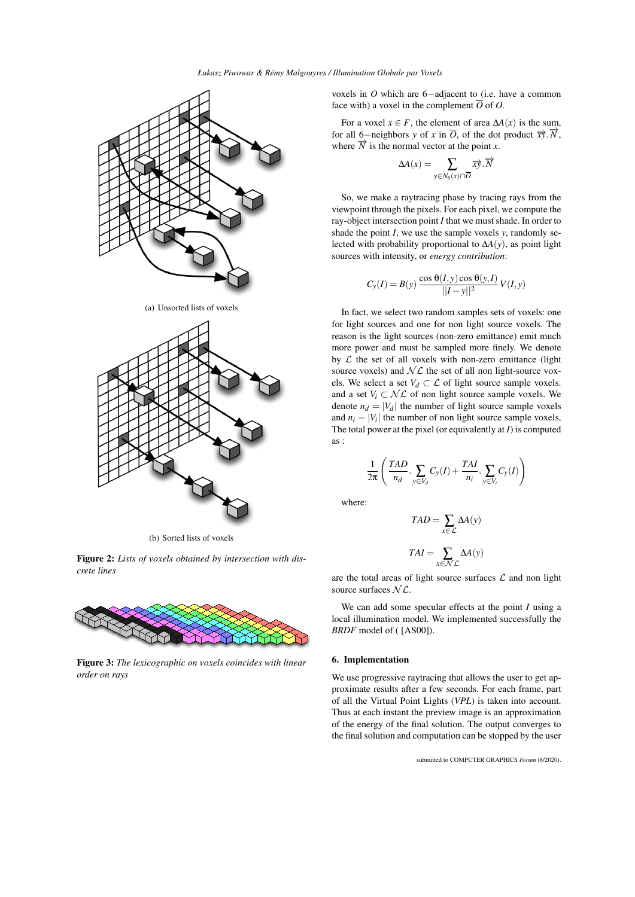(a) Unsorted lists of voxels

(b) Sorted lists of voxels

**Figure 2:** *Lists of voxels obtained by intersection with discrete lines*

**Figure 3:** *The lexicographic on voxels coincides with linear order on rays*

voxels in $O$ which are 6−adjacent to (i.e. have a common face with) a voxel in the complement $\overline{O}$ of $O$.

For a voxel $x \in F$, the element of area $\Delta A(x)$ is the sum, for all 6−neighbors $y$ of $x$ in $\overline{O}$, of the dot product $\overrightarrow{xy}.\overrightarrow{N}$, where $\overrightarrow{N}$ is the normal vector at the point $x$.

$$\Delta A(x) = \sum_{y \in N_6(x) \cap \overline{O}} \overrightarrow{xy}.\overrightarrow{N}$$

So, we make a raytracing phase by tracing rays from the viewpoint through the pixels. For each pixel, we compute the ray-object intersection point $I$ that we must shade. In order to shade the point $I$, we use the sample voxels $y$, randomly selected with probability proportional to $\Delta A(y)$, as point light sources with intensity, or *energy contribution*:

$$C_y(I) = B(y)\,\frac{\cos\theta(I,y)\cos\theta(y,I)}{||I-y||^2}\,V(I,y)$$

In fact, we select two random samples sets of voxels: one for light sources and one for non light source voxels. The reason is the light sources (non-zero emittance) emit much more power and must be sampled more finely. We denote by $\mathcal{L}$ the set of all voxels with non-zero emittance (light source voxels) and $\mathcal{NL}$ the set of all non light-source voxels. We select a set $V_d \subset \mathcal{L}$ of light source sample voxels. and a set $V_i \subset \mathcal{NL}$ of non light source sample voxels. We denote $n_d = |V_d|$ the number of light source sample voxels and $n_i = |V_i|$ the number of non light source sample voxels, The total power at the pixel (or equivalently at $I$) is computed as :

$$\frac{1}{2\pi}\left(\frac{TAD}{n_d}.\sum_{y \in V_d} C_y(I) + \frac{TAI}{n_i}.\sum_{y \in V_i} C_y(I)\right)$$

where:

$$TAD = \sum_{x \in \mathcal{L}} \Delta A(y)$$

$$TAI = \sum_{x \in \mathcal{NL}} \Delta A(y)$$

are the total areas of light source surfaces $\mathcal{L}$ and non light source surfaces $\mathcal{NL}$.

We can add some specular effects at the point $I$ using a local illumination model. We implemented successfully the *BRDF* model of ( [AS00]).

## 6. Implementation

We use progressive raytracing that allows the user to get approximate results after a few seconds. For each frame, part of all the Virtual Point Lights (*VPL*) is taken into account. Thus at each instant the preview image is an approximation of the final solution. The output converges to the final solution and computation can be stopped by the user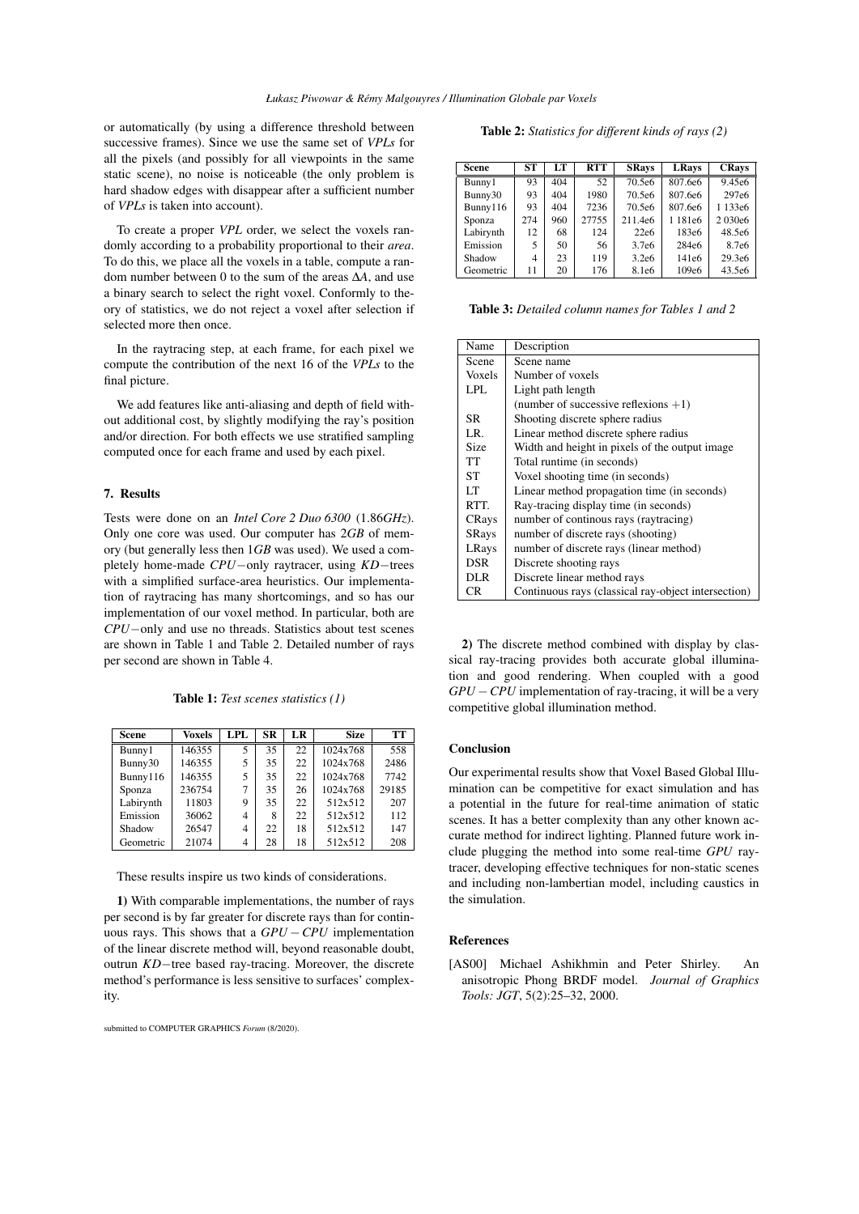or automatically (by using a difference threshold between successive frames). Since we use the same set of *VPLs* for all the pixels (and possibly for all viewpoints in the same static scene), no noise is noticeable (the only problem is hard shadow edges with disappear after a sufficient number of *VPLs* is taken into account).

To create a proper *VPL* order, we select the voxels randomly according to a probability proportional to their *area*. To do this, we place all the voxels in a table, compute a random number between 0 to the sum of the areas $\Delta A$, and use a binary search to select the right voxel. Conformly to theory of statistics, we do not reject a voxel after selection if selected more then once.

In the raytracing step, at each frame, for each pixel we compute the contribution of the next 16 of the *VPLs* to the final picture.

We add features like anti-aliasing and depth of field without additional cost, by slightly modifying the ray's position and/or direction. For both effects we use stratified sampling computed once for each frame and used by each pixel.

## 7. Results

Tests were done on an *Intel Core 2 Duo 6300* (1.86*GHz*). Only one core was used. Our computer has 2*GB* of memory (but generally less then 1*GB* was used). We used a completely home-made *CPU*−only raytracer, using *KD*−trees with a simplified surface-area heuristics. Our implementation of raytracing has many shortcomings, and so has our implementation of our voxel method. In particular, both are *CPU*−only and use no threads. Statistics about test scenes are shown in Table 1 and Table 2. Detailed number of rays per second are shown in Table 4.

**Table 1:** *Test scenes statistics (1)*

| Scene | Voxels | LPL | SR | LR | Size | TT |
|---|---|---|---|---|---|---|
| Bunny1 | 146355 | 5 | 35 | 22 | 1024x768 | 558 |
| Bunny30 | 146355 | 5 | 35 | 22 | 1024x768 | 2486 |
| Bunny116 | 146355 | 5 | 35 | 22 | 1024x768 | 7742 |
| Sponza | 236754 | 7 | 35 | 26 | 1024x768 | 29185 |
| Labirynth | 11803 | 9 | 35 | 22 | 512x512 | 207 |
| Emission | 36062 | 4 | 8 | 22 | 512x512 | 112 |
| Shadow | 26547 | 4 | 22 | 18 | 512x512 | 147 |
| Geometric | 21074 | 4 | 28 | 18 | 512x512 | 208 |

These results inspire us two kinds of considerations.

**1)** With comparable implementations, the number of rays per second is by far greater for discrete rays than for continuous rays. This shows that a $GPU-CPU$ implementation of the linear discrete method will, beyond reasonable doubt, outrun *KD*−tree based ray-tracing. Moreover, the discrete method's performance is less sensitive to surfaces' complexity.

**Table 2:** *Statistics for different kinds of rays (2)*

| Scene | ST | LT | RTT | SRays | LRays | CRays |
|---|---|---|---|---|---|---|
| Bunny1 | 93 | 404 | 52 | 70.5e6 | 807.6e6 | 9.45e6 |
| Bunny30 | 93 | 404 | 1980 | 70.5e6 | 807.6e6 | 297e6 |
| Bunny116 | 93 | 404 | 7236 | 70.5e6 | 807.6e6 | 1 133e6 |
| Sponza | 274 | 960 | 27755 | 211.4e6 | 1 181e6 | 2 030e6 |
| Labirynth | 12 | 68 | 124 | 22e6 | 183e6 | 48.5e6 |
| Emission | 5 | 50 | 56 | 3.7e6 | 284e6 | 8.7e6 |
| Shadow | 4 | 23 | 119 | 3.2e6 | 141e6 | 29.3e6 |
| Geometric | 11 | 20 | 176 | 8.1e6 | 109e6 | 43.5e6 |

**Table 3:** *Detailed column names for Tables 1 and 2*

| Name | Description |
|---|---|
| Scene | Scene name |
| Voxels | Number of voxels |
| LPL | Light path length (number of successive reflexions +1) |
| SR | Shooting discrete sphere radius |
| LR. | Linear method discrete sphere radius |
| Size | Width and height in pixels of the output image |
| TT | Total runtime (in seconds) |
| ST | Voxel shooting time (in seconds) |
| LT | Linear method propagation time (in seconds) |
| RTT. | Ray-tracing display time (in seconds) |
| CRays | number of continous rays (raytracing) |
| SRays | number of discrete rays (shooting) |
| LRays | number of discrete rays (linear method) |
| DSR | Discrete shooting rays |
| DLR | Discrete linear method rays |
| CR | Continuous rays (classical ray-object intersection) |

**2)** The discrete method combined with display by classical ray-tracing provides both accurate global illumination and good rendering. When coupled with a good $GPU-CPU$ implementation of ray-tracing, it will be a very competitive global illumination method.

## Conclusion

Our experimental results show that Voxel Based Global Illumination can be competitive for exact simulation and has a potential in the future for real-time animation of static scenes. It has a better complexity than any other known accurate method for indirect lighting. Planned future work include plugging the method into some real-time *GPU* raytracer, developing effective techniques for non-static scenes and including non-lambertian model, including caustics in the simulation.

## References

[AS00] Michael Ashikhmin and Peter Shirley. An anisotropic Phong BRDF model. *Journal of Graphics Tools: JGT*, 5(2):25–32, 2000.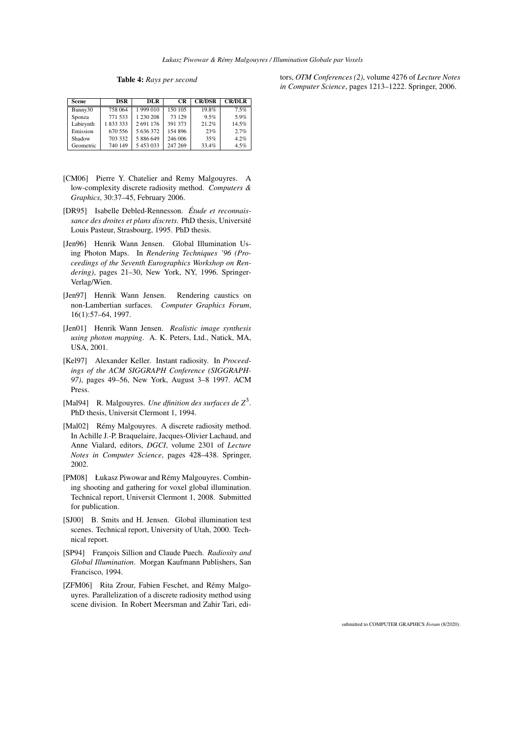**Table 4:** *Rays per second*

| Scene | DSR | DLR | CR | CR/DSR | CR/DLR |
|---|---|---|---|---|---|
| Bunny30 | 758 064 | 1 999 010 | 150 105 | 19.8% | 7.5% |
| Sponza | 771 533 | 1 230 208 | 73 129 | 9.5% | 5.9% |
| Labirynth | 1 833 333 | 2 691 176 | 391 373 | 21.2% | 14.5% |
| Emission | 670 556 | 5 636 372 | 154 896 | 23% | 2.7% |
| Shadow | 703 332 | 5 886 649 | 246 006 | 35% | 4.2% |
| Geometric | 740 149 | 5 453 033 | 247 269 | 33.4% | 4.5% |

[CM06] Pierre Y. Chatelier and Remy Malgouyres. A low-complexity discrete radiosity method. *Computers & Graphics*, 30:37–45, February 2006.

[DR95] Isabelle Debled-Rennesson. *Étude et reconnaissance des droites et plans discrets*. PhD thesis, Université Louis Pasteur, Strasbourg, 1995. PhD thesis.

[Jen96] Henrik Wann Jensen. Global Illumination Using Photon Maps. In *Rendering Techniques '96 (Proceedings of the Seventh Eurographics Workshop on Rendering)*, pages 21–30, New York, NY, 1996. Springer-Verlag/Wien.

[Jen97] Henrik Wann Jensen. Rendering caustics on non-Lambertian surfaces. *Computer Graphics Forum*, 16(1):57–64, 1997.

[Jen01] Henrik Wann Jensen. *Realistic image synthesis using photon mapping*. A. K. Peters, Ltd., Natick, MA, USA, 2001.

[Kel97] Alexander Keller. Instant radiosity. In *Proceedings of the ACM SIGGRAPH Conference (SIGGRAPH-97)*, pages 49–56, New York, August 3–8 1997. ACM Press.

[Mal94] R. Malgouyres. *Une dfinition des surfaces de $Z^3$*. PhD thesis, Universit Clermont 1, 1994.

[Mal02] Rémy Malgouyres. A discrete radiosity method. In Achille J.-P. Braquelaire, Jacques-Olivier Lachaud, and Anne Vialard, editors, *DGCI*, volume 2301 of *Lecture Notes in Computer Science*, pages 428–438. Springer, 2002.

[PM08] Łukasz Piwowar and Rémy Malgouyres. Combining shooting and gathering for voxel global illumination. Technical report, Universit Clermont 1, 2008. Submitted for publication.

[SJ00] B. Smits and H. Jensen. Global illumination test scenes. Technical report, University of Utah, 2000. Technical report.

[SP94] François Sillion and Claude Puech. *Radiosity and Global Illumination*. Morgan Kaufmann Publishers, San Francisco, 1994.

[ZFM06] Rita Zrour, Fabien Feschet, and Rémy Malgouyres. Parallelization of a discrete radiosity method using scene division. In Robert Meersman and Zahir Tari, editors, *OTM Conferences (2)*, volume 4276 of *Lecture Notes in Computer Science*, pages 1213–1222. Springer, 2006.